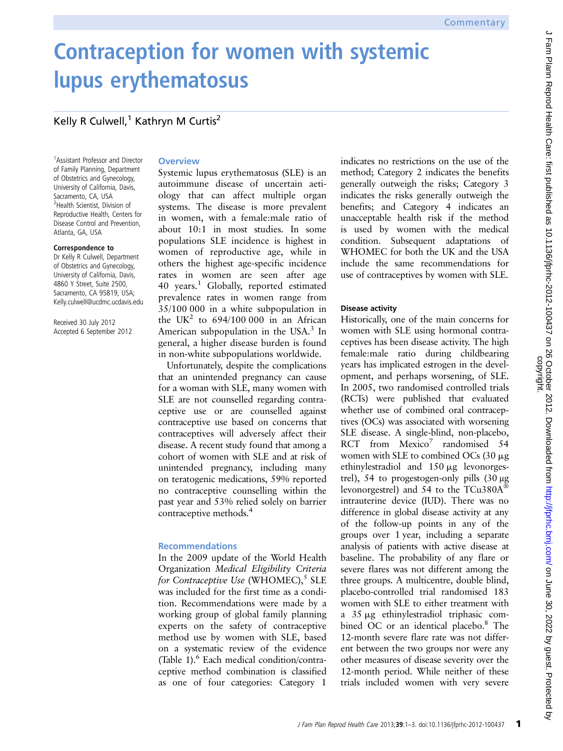Commentary

# Contraception for women with systemic lupus erythematosus

Kelly R Culwell,[1] Kathryn M Curtis[2]

[1]Assistant Professor and Director of Family Planning, Department of Obstetrics and Gynecology, University of California, Davis, Sacramento, CA, USA
[2]Health Scientist, Division of Reproductive Health, Centers for Disease Control and Prevention, Atlanta, GA, USA

**Correspondence to**
Dr Kelly R Culwell, Department of Obstetrics and Gynecology, University of California, Davis, 4860 Y Street, Suite 2500, Sacramento, CA 95819, USA; Kelly.culwell@ucdmc.ucdavis.edu

Received 30 July 2012
Accepted 6 September 2012

## Overview

Systemic lupus erythematosus (SLE) is an autoimmune disease of uncertain aetiology that can affect multiple organ systems. The disease is more prevalent in women, with a female:male ratio of about 10:1 in most studies. In some populations SLE incidence is highest in women of reproductive age, while in others the highest age-specific incidence rates in women are seen after age 40 years.[1] Globally, reported estimated prevalence rates in women range from 35/100 000 in a white subpopulation in the UK[2] to 694/100 000 in an African American subpopulation in the USA.[3] In general, a higher disease burden is found in non-white subpopulations worldwide.

Unfortunately, despite the complications that an unintended pregnancy can cause for a woman with SLE, many women with SLE are not counselled regarding contraceptive use or are counselled against contraceptive use based on concerns that contraceptives will adversely affect their disease. A recent study found that among a cohort of women with SLE and at risk of unintended pregnancy, including many on teratogenic medications, 59% reported no contraceptive counselling within the past year and 53% relied solely on barrier contraceptive methods.[4]

## Recommendations

In the 2009 update of the World Health Organization *Medical Eligibility Criteria for Contraceptive Use* (WHOMEC),[5] SLE was included for the first time as a condition. Recommendations were made by a working group of global family planning experts on the safety of contraceptive method use by women with SLE, based on a systematic review of the evidence (Table 1).[6] Each medical condition/contraceptive method combination is classified as one of four categories: Category 1 indicates no restrictions on the use of the method; Category 2 indicates the benefits generally outweigh the risks; Category 3 indicates the risks generally outweigh the benefits; and Category 4 indicates an unacceptable health risk if the method is used by women with the medical condition. Subsequent adaptations of WHOMEC for both the UK and the USA include the same recommendations for use of contraceptives by women with SLE.

### Disease activity

Historically, one of the main concerns for women with SLE using hormonal contraceptives has been disease activity. The high female:male ratio during childbearing years has implicated estrogen in the development, and perhaps worsening, of SLE. In 2005, two randomised controlled trials (RCTs) were published that evaluated whether use of combined oral contraceptives (OCs) was associated with worsening SLE disease. A single-blind, non-placebo, RCT from Mexico[7] randomised 54 women with SLE to combined OCs (30 µg ethinylestradiol and 150 µg levonorgestrel), 54 to progestogen-only pills (30 µg levonorgestrel) and 54 to the TCu380A® intrauterine device (IUD). There was no difference in global disease activity at any of the follow-up points in any of the groups over 1 year, including a separate analysis of patients with active disease at baseline. The probability of any flare or severe flares was not different among the three groups. A multicentre, double blind, placebo-controlled trial randomised 183 women with SLE to either treatment with a 35 µg ethinylestradiol triphasic combined OC or an identical placebo.[8] The 12-month severe flare rate was not different between the two groups nor were any other measures of disease severity over the 12-month period. While neither of these trials included women with very severe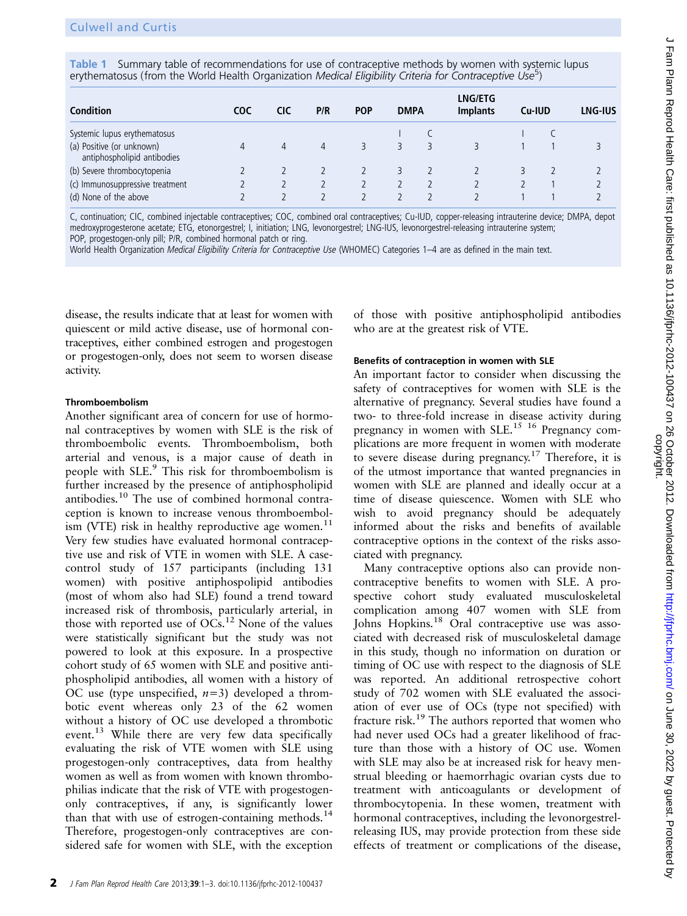**Table 1** Summary table of recommendations for use of contraceptive methods by women with systemic lupus erythematosus (from the World Health Organization *Medical Eligibility Criteria for Contraceptive Use*[5])

| Condition | COC | CIC | P/R | POP | DMPA | | LNG/ETG Implants | Cu-IUD | | LNG-IUS |
|---|---|---|---|---|---|---|---|---|---|---|
| Systemic lupus erythematosus | | | | | I | C | | I | C | |
| (a) Positive (or unknown) antiphospholipid antibodies | 4 | 4 | 4 | 3 | 3 | 3 | 3 | 1 | 1 | 3 |
| (b) Severe thrombocytopenia | 2 | 2 | 2 | 2 | 3 | 2 | 2 | 3 | 2 | 2 |
| (c) Immunosuppressive treatment | 2 | 2 | 2 | 2 | 2 | 2 | 2 | 2 | 1 | 2 |
| (d) None of the above | 2 | 2 | 2 | 2 | 2 | 2 | 2 | 1 | 1 | 2 |

C, continuation; CIC, combined injectable contraceptives; COC, combined oral contraceptives; Cu-IUD, copper-releasing intrauterine device; DMPA, depot medroxyprogesterone acetate; ETG, etonorgestrel; I, initiation; LNG, levonorgestrel; LNG-IUS, levonorgestrel-releasing intrauterine system; POP, progestogen-only pill; P/R, combined hormonal patch or ring.
World Health Organization *Medical Eligibility Criteria for Contraceptive Use* (WHOMEC) Categories 1–4 are as defined in the main text.

disease, the results indicate that at least for women with quiescent or mild active disease, use of hormonal contraceptives, either combined estrogen and progestogen or progestogen-only, does not seem to worsen disease activity.

#### Thromboembolism

Another significant area of concern for use of hormonal contraceptives by women with SLE is the risk of thromboembolic events. Thromboembolism, both arterial and venous, is a major cause of death in people with SLE.[9] This risk for thromboembolism is further increased by the presence of antiphospholipid antibodies.[10] The use of combined hormonal contraception is known to increase venous thromboembolism (VTE) risk in healthy reproductive age women.[11] Very few studies have evaluated hormonal contraceptive use and risk of VTE in women with SLE. A case-control study of 157 participants (including 131 women) with positive antiphospolipid antibodies (most of whom also had SLE) found a trend toward increased risk of thrombosis, particularly arterial, in those with reported use of OCs.[12] None of the values were statistically significant but the study was not powered to look at this exposure. In a prospective cohort study of 65 women with SLE and positive antiphospholipid antibodies, all women with a history of OC use (type unspecified, $n=3$) developed a thrombotic event whereas only 23 of the 62 women without a history of OC use developed a thrombotic event.[13] While there are very few data specifically evaluating the risk of VTE women with SLE using progestogen-only contraceptives, data from healthy women as well as from women with known thrombophilias indicate that the risk of VTE with progestogen-only contraceptives, if any, is significantly lower than that with use of estrogen-containing methods.[14] Therefore, progestogen-only contraceptives are considered safe for women with SLE, with the exception of those with positive antiphospholipid antibodies who are at the greatest risk of VTE.

#### Benefits of contraception in women with SLE

An important factor to consider when discussing the safety of contraceptives for women with SLE is the alternative of pregnancy. Several studies have found a two- to three-fold increase in disease activity during pregnancy in women with SLE.[15 16] Pregnancy complications are more frequent in women with moderate to severe disease during pregnancy.[17] Therefore, it is of the utmost importance that wanted pregnancies in women with SLE are planned and ideally occur at a time of disease quiescence. Women with SLE who wish to avoid pregnancy should be adequately informed about the risks and benefits of available contraceptive options in the context of the risks associated with pregnancy.

Many contraceptive options also can provide non-contraceptive benefits to women with SLE. A prospective cohort study evaluated musculoskeletal complication among 407 women with SLE from Johns Hopkins.[18] Oral contraceptive use was associated with decreased risk of musculoskeletal damage in this study, though no information on duration or timing of OC use with respect to the diagnosis of SLE was reported. An additional retrospective cohort study of 702 women with SLE evaluated the association of ever use of OCs (type not specified) with fracture risk.[19] The authors reported that women who had never used OCs had a greater likelihood of fracture than those with a history of OC use. Women with SLE may also be at increased risk for heavy menstrual bleeding or haemorrhagic ovarian cysts due to treatment with anticoagulants or development of thrombocytopenia. In these women, treatment with hormonal contraceptives, including the levonorgestrel-releasing IUS, may provide protection from these side effects of treatment or complications of the disease,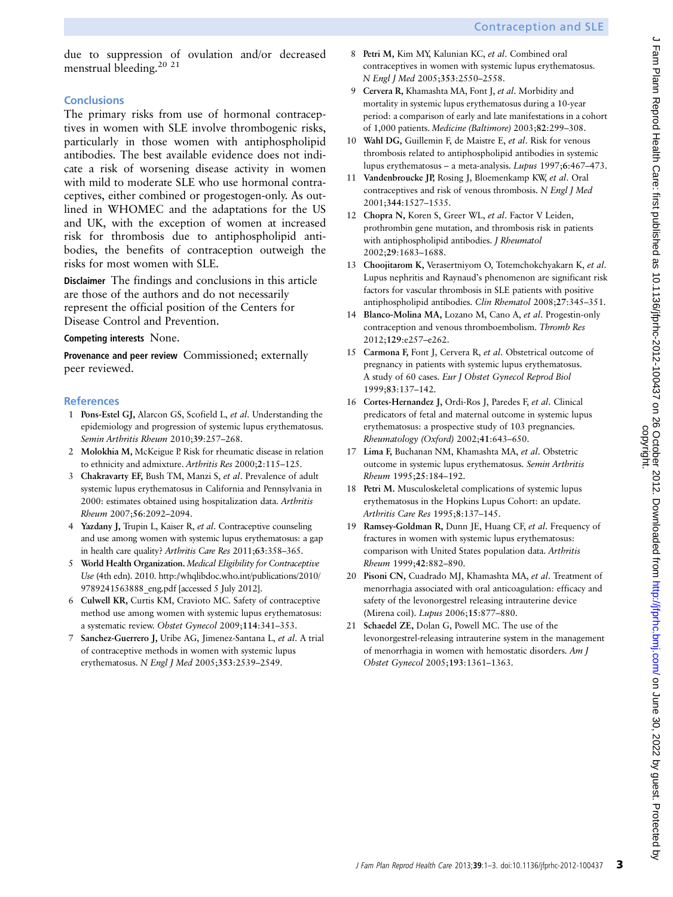due to suppression of ovulation and/or decreased menstrual bleeding.[20 21]

## Conclusions

The primary risks from use of hormonal contraceptives in women with SLE involve thrombogenic risks, particularly in those women with antiphospholipid antibodies. The best available evidence does not indicate a risk of worsening disease activity in women with mild to moderate SLE who use hormonal contraceptives, either combined or progestogen-only. As outlined in WHOMEC and the adaptations for the US and UK, with the exception of women at increased risk for thrombosis due to antiphospholipid antibodies, the benefits of contraception outweigh the risks for most women with SLE.

**Disclaimer** The findings and conclusions in this article are those of the authors and do not necessarily represent the official position of the Centers for Disease Control and Prevention.

**Competing interests** None.

**Provenance and peer review** Commissioned; externally peer reviewed.

## References

1. **Pons-Estel GJ,** Alarcon GS, Scofield L, *et al*. Understanding the epidemiology and progression of systemic lupus erythematosus. *Semin Arthritis Rheum* 2010;**39**:257–268.
2. **Molokhia M,** McKeigue P. Risk for rheumatic disease in relation to ethnicity and admixture. *Arthritis Res* 2000;**2**:115–125.
3. **Chakravarty EF,** Bush TM, Manzi S, *et al*. Prevalence of adult systemic lupus erythematosus in California and Pennsylvania in 2000: estimates obtained using hospitalization data. *Arthritis Rheum* 2007;**56**:2092–2094.
4. **Yazdany J,** Trupin L, Kaiser R, *et al*. Contraceptive counseling and use among women with systemic lupus erythematosus: a gap in health care quality? *Arthritis Care Res* 2011;**63**:358–365.
5. **World Health Organization.** *Medical Eligibility for Contraceptive Use* (4th edn). 2010. http://whqlibdoc.who.int/publications/2010/9789241563888_eng.pdf [accessed 5 July 2012].
6. **Culwell KR,** Curtis KM, Cravioto MC. Safety of contraceptive method use among women with systemic lupus erythematosus: a systematic review. *Obstet Gynecol* 2009;**114**:341–353.
7. **Sanchez-Guerrero J,** Uribe AG, Jimenez-Santana L, *et al*. A trial of contraceptive methods in women with systemic lupus erythematosus. *N Engl J Med* 2005;**353**:2539–2549.
8. **Petri M,** Kim MY, Kalunian KC, *et al*. Combined oral contraceptives in women with systemic lupus erythematosus. *N Engl J Med* 2005;**353**:2550–2558.
9. **Cervera R,** Khamashta MA, Font J, *et al*. Morbidity and mortality in systemic lupus erythematosus during a 10-year period: a comparison of early and late manifestations in a cohort of 1,000 patients. *Medicine (Baltimore)* 2003;**82**:299–308.
10. **Wahl DG,** Guillemin F, de Maistre E, *et al*. Risk for venous thrombosis related to antiphospholipid antibodies in systemic lupus erythematosus – a meta-analysis. *Lupus* 1997;**6**:467–473.
11. **Vandenbroucke JP,** Rosing J, Bloemenkamp KW, *et al*. Oral contraceptives and risk of venous thrombosis. *N Engl J Med* 2001;**344**:1527–1535.
12. **Chopra N,** Koren S, Greer WL, *et al*. Factor V Leiden, prothrombin gene mutation, and thrombosis risk in patients with antiphospholipid antibodies. *J Rheumatol* 2002;**29**:1683–1688.
13. **Choojitarom K,** Verasertniyom O, Totemchokchyakarn K, *et al*. Lupus nephritis and Raynaud's phenomenon are significant risk factors for vascular thrombosis in SLE patients with positive antiphospholipid antibodies. *Clin Rhematol* 2008;**27**:345–351.
14. **Blanco-Molina MA,** Lozano M, Cano A, *et al*. Progestin-only contraception and venous thromboembolism. *Thromb Res* 2012;**129**:e257–e262.
15. **Carmona F,** Font J, Cervera R, *et al*. Obstetrical outcome of pregnancy in patients with systemic lupus erythematosus. A study of 60 cases. *Eur J Obstet Gynecol Reprod Biol* 1999;**83**:137–142.
16. **Cortes-Hernandez J,** Ordi-Ros J, Paredes F, *et al*. Clinical predicators of fetal and maternal outcome in systemic lupus erythematosus: a prospective study of 103 pregnancies. *Rheumatology (Oxford)* 2002;**41**:643–650.
17. **Lima F,** Buchanan NM, Khamashta MA, *et al*. Obstetric outcome in systemic lupus erythematosus. *Semin Arthritis Rheum* 1995;**25**:184–192.
18. **Petri M.** Musculoskeletal complications of systemic lupus erythematosus in the Hopkins Lupus Cohort: an update. *Arthritis Care Res* 1995;**8**:137–145.
19. **Ramsey-Goldman R,** Dunn JE, Huang CF, *et al*. Frequency of fractures in women with systemic lupus erythematosus: comparison with United States population data. *Arthritis Rheum* 1999;**42**:882–890.
20. **Pisoni CN,** Cuadrado MJ, Khamashta MA, *et al*. Treatment of menorrhagia associated with oral anticoagulation: efficacy and safety of the levonorgestrel releasing intrauterine device (Mirena coil). *Lupus* 2006;**15**:877–880.
21. **Schaedel ZE,** Dolan G, Powell MC. The use of the levonorgestrel-releasing intrauterine system in the management of menorrhagia in women with hemostatic disorders. *Am J Obstet Gynecol* 2005;**193**:1361–1363.